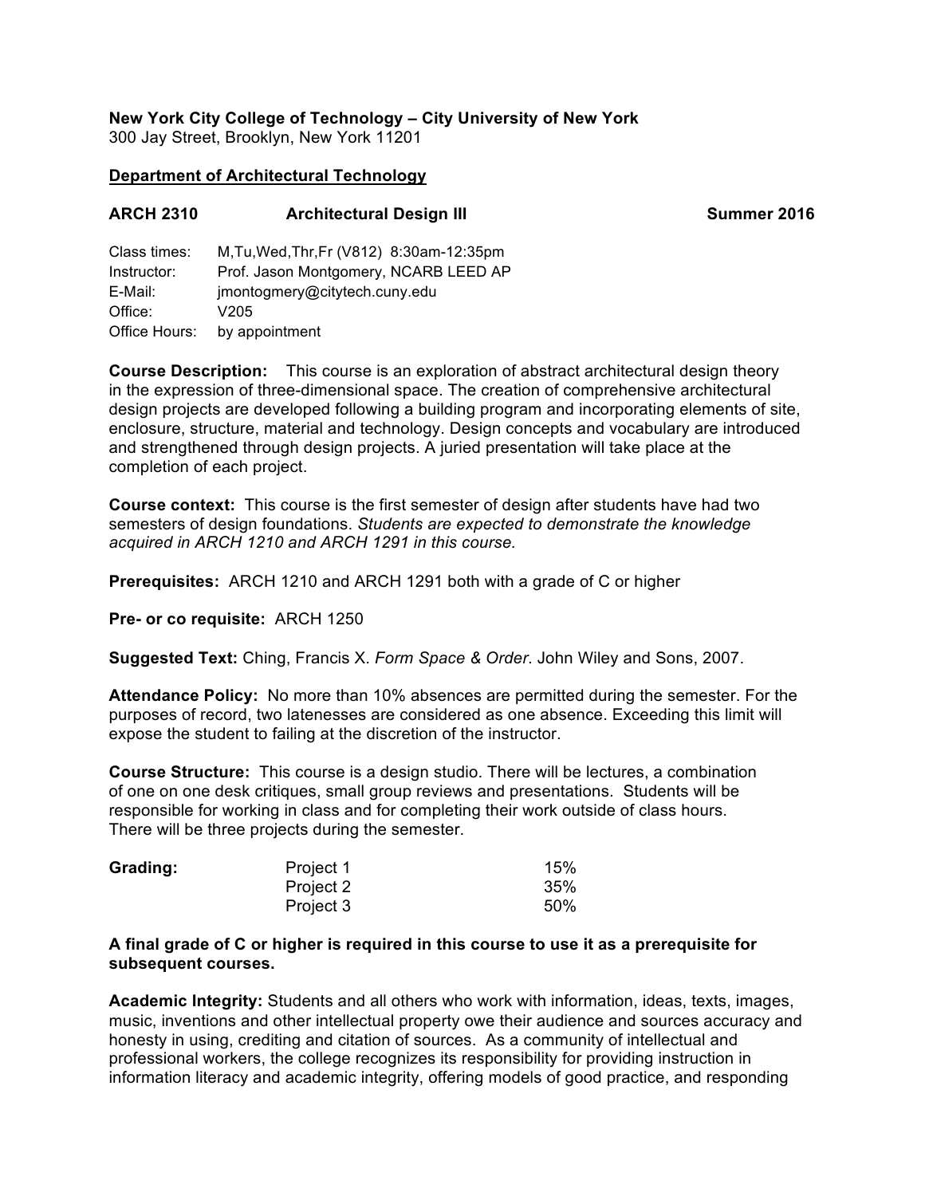**New York City College of Technology – City University of New York**
300 Jay Street, Brooklyn, New York 11201

**Department of Architectural Technology**

**ARCH 2310 Architectural Design III Summer 2016**

Class times: M,Tu,Wed,Thr,Fr (V812) 8:30am-12:35pm
Instructor: Prof. Jason Montgomery, NCARB LEED AP
E-Mail: jmontogmery@citytech.cuny.edu
Office: V205
Office Hours: by appointment

**Course Description:** This course is an exploration of abstract architectural design theory in the expression of three-dimensional space. The creation of comprehensive architectural design projects are developed following a building program and incorporating elements of site, enclosure, structure, material and technology. Design concepts and vocabulary are introduced and strengthened through design projects. A juried presentation will take place at the completion of each project.

**Course context:** This course is the first semester of design after students have had two semesters of design foundations. *Students are expected to demonstrate the knowledge acquired in ARCH 1210 and ARCH 1291 in this course.*

**Prerequisites:** ARCH 1210 and ARCH 1291 both with a grade of C or higher

**Pre- or co requisite:** ARCH 1250

**Suggested Text:** Ching, Francis X. *Form Space & Order*. John Wiley and Sons, 2007.

**Attendance Policy:** No more than 10% absences are permitted during the semester. For the purposes of record, two latenesses are considered as one absence. Exceeding this limit will expose the student to failing at the discretion of the instructor.

**Course Structure:** This course is a design studio. There will be lectures, a combination of one on one desk critiques, small group reviews and presentations. Students will be responsible for working in class and for completing their work outside of class hours. There will be three projects during the semester.

| **Grading:** | Project 1 | 15% |
|---|---|---|
| | Project 2 | 35% |
| | Project 3 | 50% |

**A final grade of C or higher is required in this course to use it as a prerequisite for subsequent courses.**

**Academic Integrity:** Students and all others who work with information, ideas, texts, images, music, inventions and other intellectual property owe their audience and sources accuracy and honesty in using, crediting and citation of sources. As a community of intellectual and professional workers, the college recognizes its responsibility for providing instruction in information literacy and academic integrity, offering models of good practice, and responding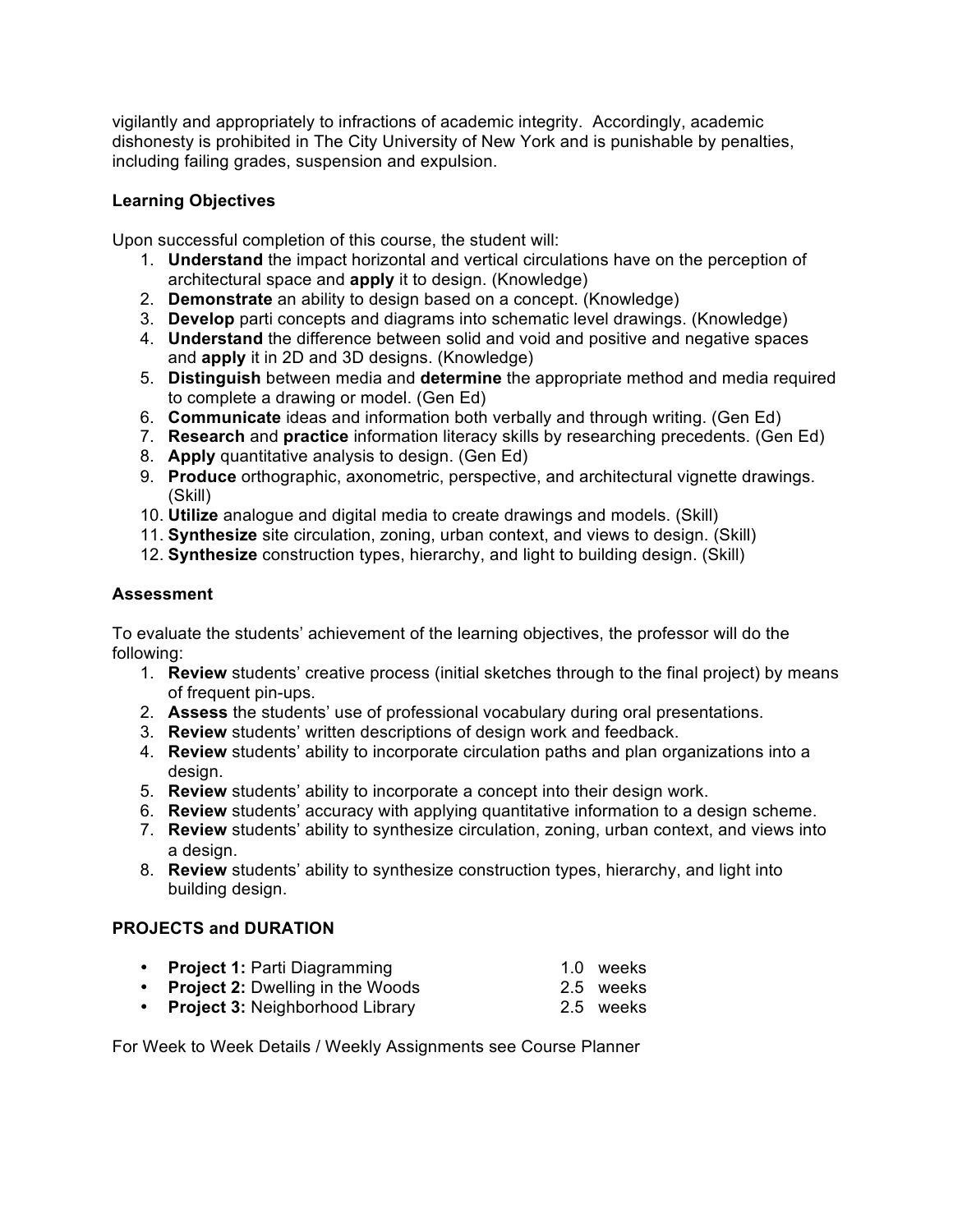vigilantly and appropriately to infractions of academic integrity. Accordingly, academic dishonesty is prohibited in The City University of New York and is punishable by penalties, including failing grades, suspension and expulsion.

**Learning Objectives**

Upon successful completion of this course, the student will:

1. **Understand** the impact horizontal and vertical circulations have on the perception of architectural space and **apply** it to design. (Knowledge)
2. **Demonstrate** an ability to design based on a concept. (Knowledge)
3. **Develop** parti concepts and diagrams into schematic level drawings. (Knowledge)
4. **Understand** the difference between solid and void and positive and negative spaces and **apply** it in 2D and 3D designs. (Knowledge)
5. **Distinguish** between media and **determine** the appropriate method and media required to complete a drawing or model. (Gen Ed)
6. **Communicate** ideas and information both verbally and through writing. (Gen Ed)
7. **Research** and **practice** information literacy skills by researching precedents. (Gen Ed)
8. **Apply** quantitative analysis to design. (Gen Ed)
9. **Produce** orthographic, axonometric, perspective, and architectural vignette drawings. (Skill)
10. **Utilize** analogue and digital media to create drawings and models. (Skill)
11. **Synthesize** site circulation, zoning, urban context, and views to design. (Skill)
12. **Synthesize** construction types, hierarchy, and light to building design. (Skill)

**Assessment**

To evaluate the students' achievement of the learning objectives, the professor will do the following:

1. **Review** students' creative process (initial sketches through to the final project) by means of frequent pin-ups.
2. **Assess** the students' use of professional vocabulary during oral presentations.
3. **Review** students' written descriptions of design work and feedback.
4. **Review** students' ability to incorporate circulation paths and plan organizations into a design.
5. **Review** students' ability to incorporate a concept into their design work.
6. **Review** students' accuracy with applying quantitative information to a design scheme.
7. **Review** students' ability to synthesize circulation, zoning, urban context, and views into a design.
8. **Review** students' ability to synthesize construction types, hierarchy, and light into building design.

**PROJECTS and DURATION**

- **Project 1:** Parti Diagramming 1.0 weeks
- **Project 2:** Dwelling in the Woods 2.5 weeks
- **Project 3:** Neighborhood Library 2.5 weeks

For Week to Week Details / Weekly Assignments see Course Planner